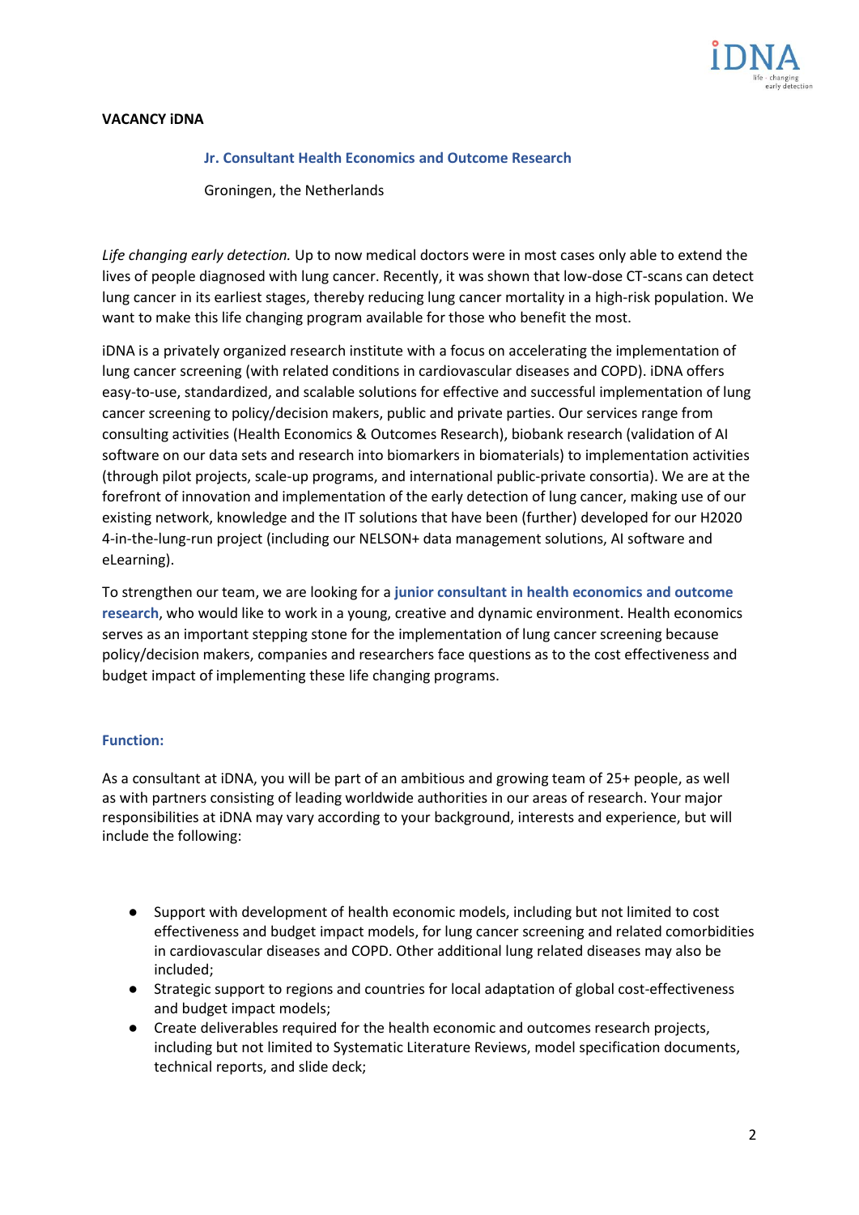**VACANCY iDNA**

**Jr. Consultant Health Economics and Outcome Research**

Groningen, the Netherlands

*Life changing early detection.* Up to now medical doctors were in most cases only able to extend the lives of people diagnosed with lung cancer. Recently, it was shown that low-dose CT-scans can detect lung cancer in its earliest stages, thereby reducing lung cancer mortality in a high-risk population. We want to make this life changing program available for those who benefit the most.

iDNA is a privately organized research institute with a focus on accelerating the implementation of lung cancer screening (with related conditions in cardiovascular diseases and COPD). iDNA offers easy-to-use, standardized, and scalable solutions for effective and successful implementation of lung cancer screening to policy/decision makers, public and private parties. Our services range from consulting activities (Health Economics & Outcomes Research), biobank research (validation of AI software on our data sets and research into biomarkers in biomaterials) to implementation activities (through pilot projects, scale-up programs, and international public-private consortia). We are at the forefront of innovation and implementation of the early detection of lung cancer, making use of our existing network, knowledge and the IT solutions that have been (further) developed for our H2020 4-in-the-lung-run project (including our NELSON+ data management solutions, AI software and eLearning).

To strengthen our team, we are looking for a **junior consultant in health economics and outcome research**, who would like to work in a young, creative and dynamic environment. Health economics serves as an important stepping stone for the implementation of lung cancer screening because policy/decision makers, companies and researchers face questions as to the cost effectiveness and budget impact of implementing these life changing programs.

**Function:**

As a consultant at iDNA, you will be part of an ambitious and growing team of 25+ people, as well as with partners consisting of leading worldwide authorities in our areas of research. Your major responsibilities at iDNA may vary according to your background, interests and experience, but will include the following:

- Support with development of health economic models, including but not limited to cost effectiveness and budget impact models, for lung cancer screening and related comorbidities in cardiovascular diseases and COPD. Other additional lung related diseases may also be included;
- Strategic support to regions and countries for local adaptation of global cost-effectiveness and budget impact models;
- Create deliverables required for the health economic and outcomes research projects, including but not limited to Systematic Literature Reviews, model specification documents, technical reports, and slide deck;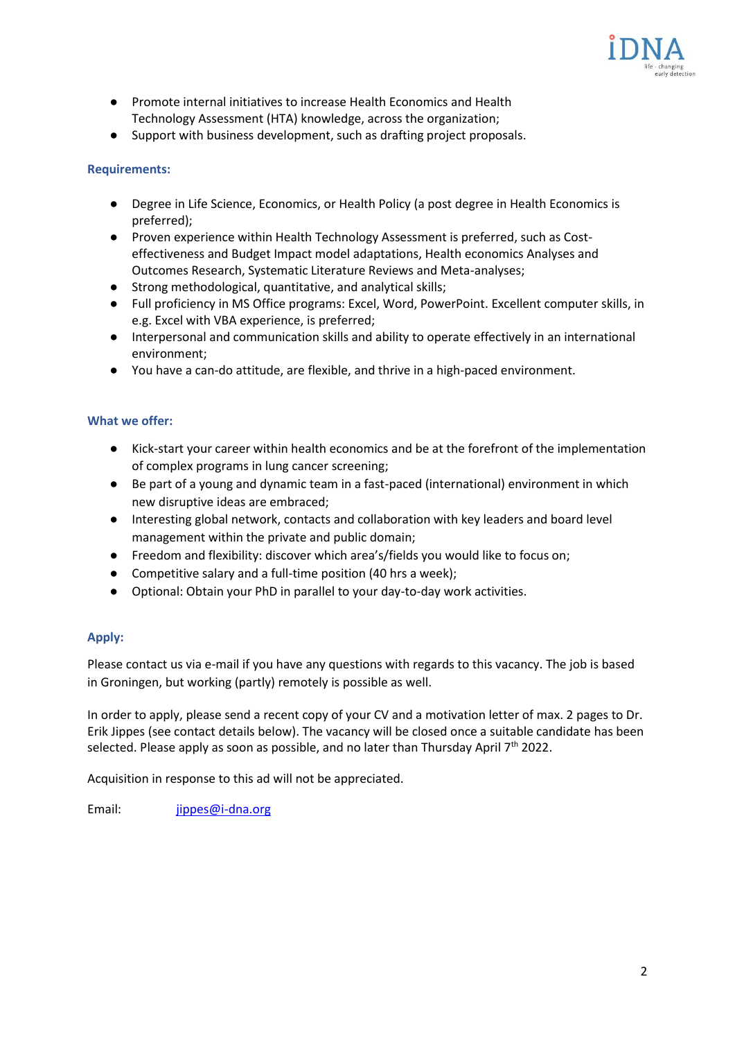- Promote internal initiatives to increase Health Economics and Health Technology Assessment (HTA) knowledge, across the organization;
- Support with business development, such as drafting project proposals.

**Requirements:**

- Degree in Life Science, Economics, or Health Policy (a post degree in Health Economics is preferred);
- Proven experience within Health Technology Assessment is preferred, such as Cost-effectiveness and Budget Impact model adaptations, Health economics Analyses and Outcomes Research, Systematic Literature Reviews and Meta-analyses;
- Strong methodological, quantitative, and analytical skills;
- Full proficiency in MS Office programs: Excel, Word, PowerPoint. Excellent computer skills, in e.g. Excel with VBA experience, is preferred;
- Interpersonal and communication skills and ability to operate effectively in an international environment;
- You have a can-do attitude, are flexible, and thrive in a high-paced environment.

**What we offer:**

- Kick-start your career within health economics and be at the forefront of the implementation of complex programs in lung cancer screening;
- Be part of a young and dynamic team in a fast-paced (international) environment in which new disruptive ideas are embraced;
- Interesting global network, contacts and collaboration with key leaders and board level management within the private and public domain;
- Freedom and flexibility: discover which area's/fields you would like to focus on;
- Competitive salary and a full-time position (40 hrs a week);
- Optional: Obtain your PhD in parallel to your day-to-day work activities.

**Apply:**

Please contact us via e-mail if you have any questions with regards to this vacancy. The job is based in Groningen, but working (partly) remotely is possible as well.

In order to apply, please send a recent copy of your CV and a motivation letter of max. 2 pages to Dr. Erik Jippes (see contact details below). The vacancy will be closed once a suitable candidate has been selected. Please apply as soon as possible, and no later than Thursday April 7th 2022.

Acquisition in response to this ad will not be appreciated.

Email: jippes@i-dna.org